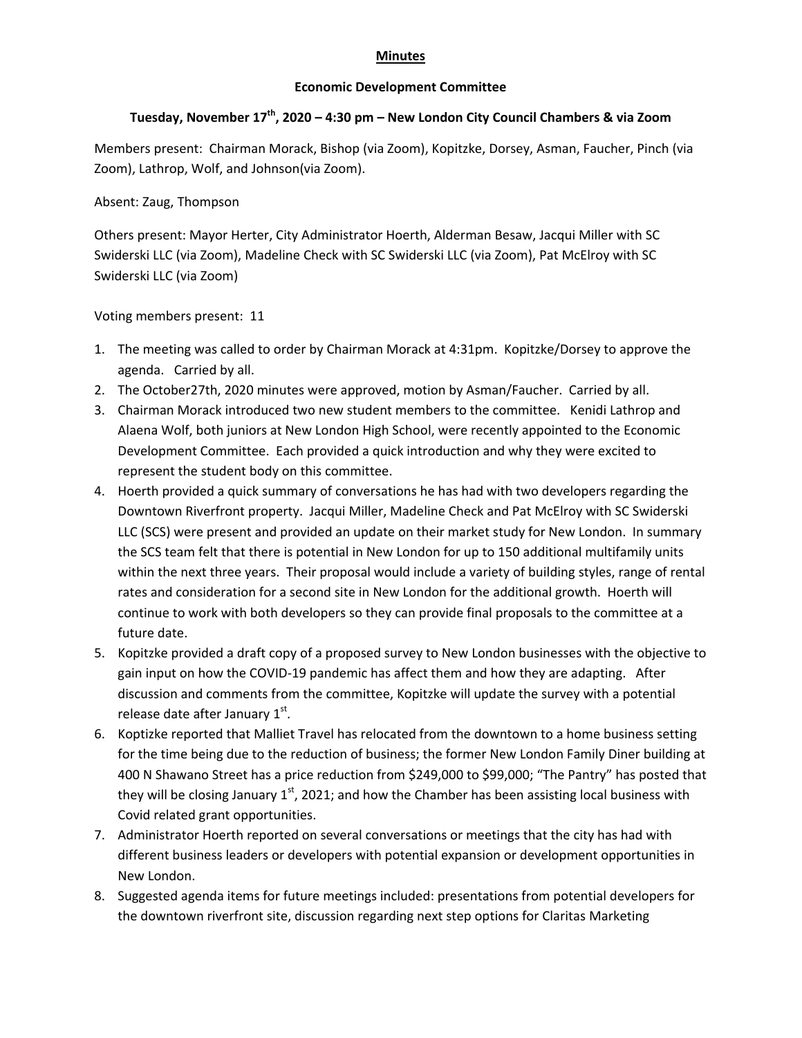**Minutes**

**Economic Development Committee**

**Tuesday, November 17th, 2020 – 4:30 pm – New London City Council Chambers & via Zoom**

Members present: Chairman Morack, Bishop (via Zoom), Kopitzke, Dorsey, Asman, Faucher, Pinch (via Zoom), Lathrop, Wolf, and Johnson(via Zoom).

Absent: Zaug, Thompson

Others present: Mayor Herter, City Administrator Hoerth, Alderman Besaw, Jacqui Miller with SC Swiderski LLC (via Zoom), Madeline Check with SC Swiderski LLC (via Zoom), Pat McElroy with SC Swiderski LLC (via Zoom)

Voting members present: 11

1. The meeting was called to order by Chairman Morack at 4:31pm. Kopitzke/Dorsey to approve the agenda. Carried by all.
2. The October27th, 2020 minutes were approved, motion by Asman/Faucher. Carried by all.
3. Chairman Morack introduced two new student members to the committee. Kenidi Lathrop and Alaena Wolf, both juniors at New London High School, were recently appointed to the Economic Development Committee. Each provided a quick introduction and why they were excited to represent the student body on this committee.
4. Hoerth provided a quick summary of conversations he has had with two developers regarding the Downtown Riverfront property. Jacqui Miller, Madeline Check and Pat McElroy with SC Swiderski LLC (SCS) were present and provided an update on their market study for New London. In summary the SCS team felt that there is potential in New London for up to 150 additional multifamily units within the next three years. Their proposal would include a variety of building styles, range of rental rates and consideration for a second site in New London for the additional growth. Hoerth will continue to work with both developers so they can provide final proposals to the committee at a future date.
5. Kopitzke provided a draft copy of a proposed survey to New London businesses with the objective to gain input on how the COVID-19 pandemic has affect them and how they are adapting. After discussion and comments from the committee, Kopitzke will update the survey with a potential release date after January 1st.
6. Koptizke reported that Malliet Travel has relocated from the downtown to a home business setting for the time being due to the reduction of business; the former New London Family Diner building at 400 N Shawano Street has a price reduction from $249,000 to $99,000; "The Pantry" has posted that they will be closing January 1st, 2021; and how the Chamber has been assisting local business with Covid related grant opportunities.
7. Administrator Hoerth reported on several conversations or meetings that the city has had with different business leaders or developers with potential expansion or development opportunities in New London.
8. Suggested agenda items for future meetings included: presentations from potential developers for the downtown riverfront site, discussion regarding next step options for Claritas Marketing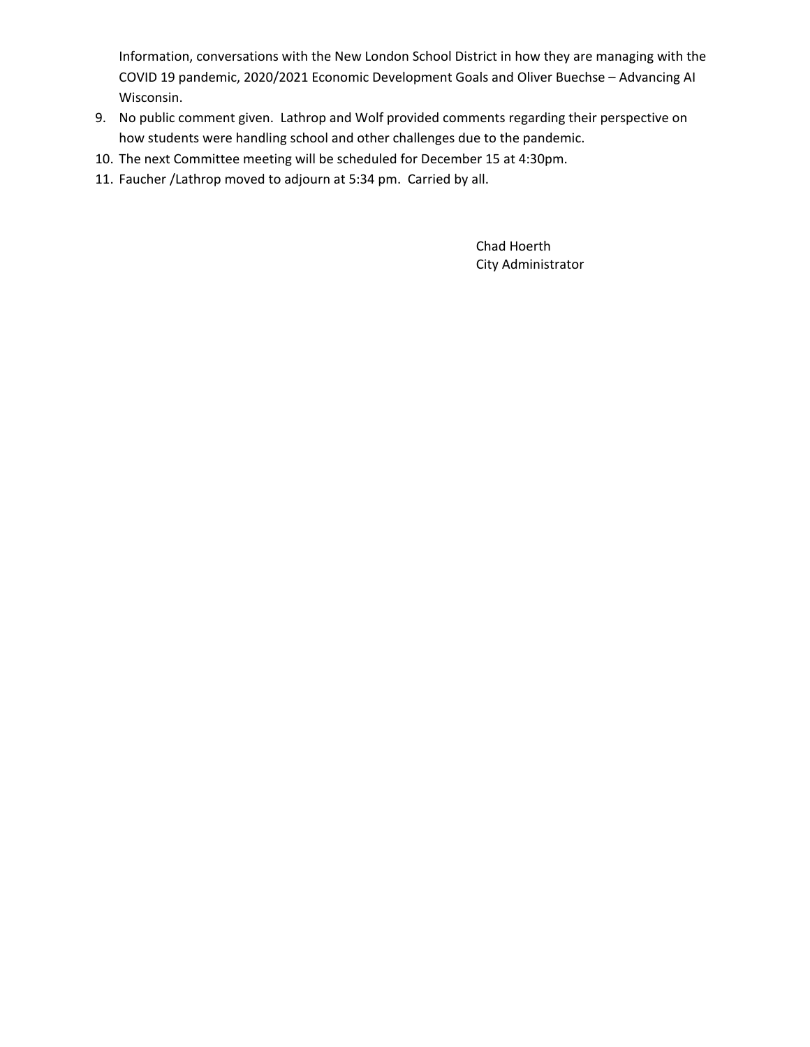Information, conversations with the New London School District in how they are managing with the COVID 19 pandemic, 2020/2021 Economic Development Goals and Oliver Buechse – Advancing AI Wisconsin.

9. No public comment given. Lathrop and Wolf provided comments regarding their perspective on how students were handling school and other challenges due to the pandemic.
10. The next Committee meeting will be scheduled for December 15 at 4:30pm.
11. Faucher /Lathrop moved to adjourn at 5:34 pm. Carried by all.

Chad Hoerth
City Administrator